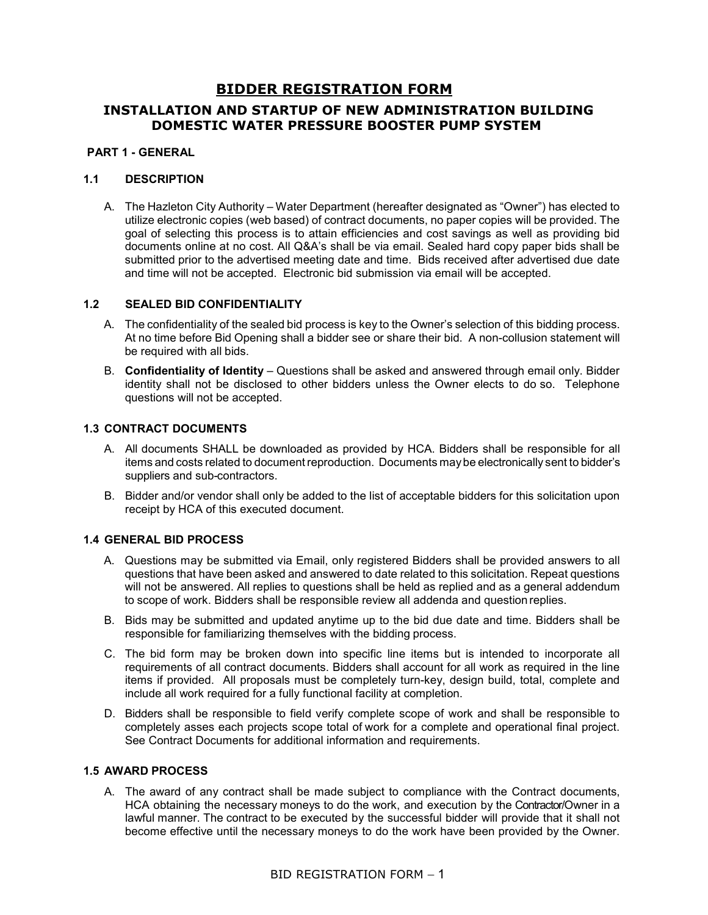# BIDDER REGISTRATION FORM

## INSTALLATION AND STARTUP OF NEW ADMINISTRATION BUILDING DOMESTIC WATER PRESSURE BOOSTER PUMP SYSTEM

### PART 1 - GENERAL

#### 1.1 DESCRIPTION

A. The Hazleton City Authority – Water Department (hereafter designated as "Owner") has elected to utilize electronic copies (web based) of contract documents, no paper copies will be provided. The goal of selecting this process is to attain efficiencies and cost savings as well as providing bid documents online at no cost. All Q&A's shall be via email. Sealed hard copy paper bids shall be submitted prior to the advertised meeting date and time. Bids received after advertised due date and time will not be accepted. Electronic bid submission via email will be accepted.

#### 1.2 SEALED BID CONFIDENTIALITY

A. The confidentiality of the sealed bid process is key to the Owner's selection of this bidding process. At no time before Bid Opening shall a bidder see or share their bid. A non-collusion statement will be required with all bids.

B. **Confidentiality of Identity** – Questions shall be asked and answered through email only. Bidder identity shall not be disclosed to other bidders unless the Owner elects to do so. Telephone questions will not be accepted.

#### 1.3 CONTRACT DOCUMENTS

A. All documents SHALL be downloaded as provided by HCA. Bidders shall be responsible for all items and costs related to document reproduction. Documents may be electronically sent to bidder's suppliers and sub-contractors.

B. Bidder and/or vendor shall only be added to the list of acceptable bidders for this solicitation upon receipt by HCA of this executed document.

#### 1.4 GENERAL BID PROCESS

A. Questions may be submitted via Email, only registered Bidders shall be provided answers to all questions that have been asked and answered to date related to this solicitation. Repeat questions will not be answered. All replies to questions shall be held as replied and as a general addendum to scope of work. Bidders shall be responsible review all addenda and question replies.

B. Bids may be submitted and updated anytime up to the bid due date and time. Bidders shall be responsible for familiarizing themselves with the bidding process.

C. The bid form may be broken down into specific line items but is intended to incorporate all requirements of all contract documents. Bidders shall account for all work as required in the line items if provided. All proposals must be completely turn-key, design build, total, complete and include all work required for a fully functional facility at completion.

D. Bidders shall be responsible to field verify complete scope of work and shall be responsible to completely asses each projects scope total of work for a complete and operational final project. See Contract Documents for additional information and requirements.

#### 1.5 AWARD PROCESS

A. The award of any contract shall be made subject to compliance with the Contract documents, HCA obtaining the necessary moneys to do the work, and execution by the Contractor/Owner in a lawful manner. The contract to be executed by the successful bidder will provide that it shall not become effective until the necessary moneys to do the work have been provided by the Owner.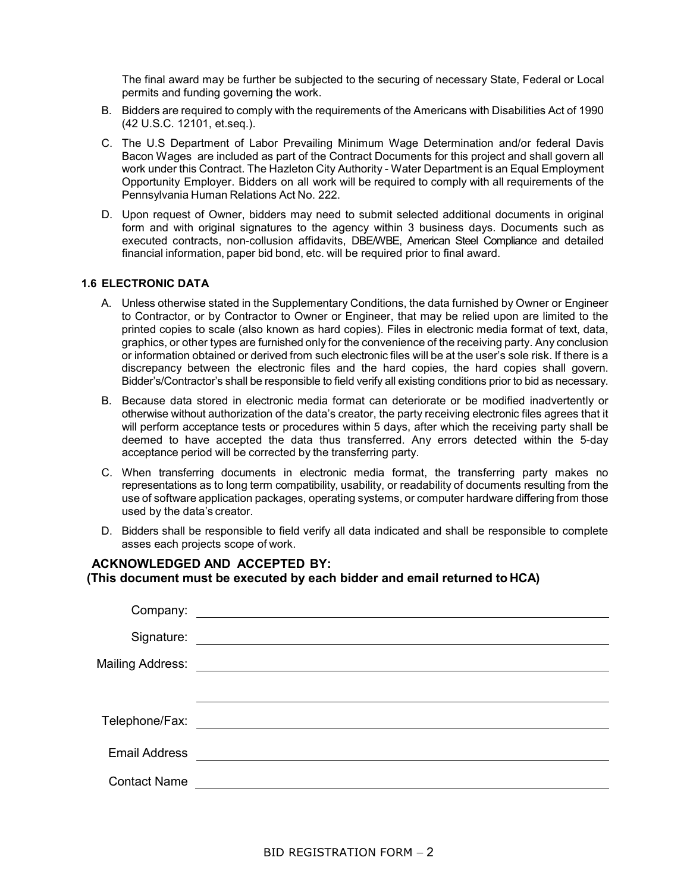The final award may be further be subjected to the securing of necessary State, Federal or Local permits and funding governing the work.

B. Bidders are required to comply with the requirements of the Americans with Disabilities Act of 1990 (42 U.S.C. 12101, et.seq.).

C. The U.S Department of Labor Prevailing Minimum Wage Determination and/or federal Davis Bacon Wages are included as part of the Contract Documents for this project and shall govern all work under this Contract. The Hazleton City Authority - Water Department is an Equal Employment Opportunity Employer. Bidders on all work will be required to comply with all requirements of the Pennsylvania Human Relations Act No. 222.

D. Upon request of Owner, bidders may need to submit selected additional documents in original form and with original signatures to the agency within 3 business days. Documents such as executed contracts, non-collusion affidavits, DBE/WBE, American Steel Compliance and detailed financial information, paper bid bond, etc. will be required prior to final award.

### 1.6 ELECTRONIC DATA

A. Unless otherwise stated in the Supplementary Conditions, the data furnished by Owner or Engineer to Contractor, or by Contractor to Owner or Engineer, that may be relied upon are limited to the printed copies to scale (also known as hard copies). Files in electronic media format of text, data, graphics, or other types are furnished only for the convenience of the receiving party. Any conclusion or information obtained or derived from such electronic files will be at the user's sole risk. If there is a discrepancy between the electronic files and the hard copies, the hard copies shall govern. Bidder's/Contractor's shall be responsible to field verify all existing conditions prior to bid as necessary.

B. Because data stored in electronic media format can deteriorate or be modified inadvertently or otherwise without authorization of the data's creator, the party receiving electronic files agrees that it will perform acceptance tests or procedures within 5 days, after which the receiving party shall be deemed to have accepted the data thus transferred. Any errors detected within the 5-day acceptance period will be corrected by the transferring party.

C. When transferring documents in electronic media format, the transferring party makes no representations as to long term compatibility, usability, or readability of documents resulting from the use of software application packages, operating systems, or computer hardware differing from those used by the data's creator.

D. Bidders shall be responsible to field verify all data indicated and shall be responsible to complete asses each projects scope of work.

**ACKNOWLEDGED AND ACCEPTED BY:**
**(This document must be executed by each bidder and email returned to HCA)**

Company: ______________________________

Signature: ______________________________

Mailing Address: ______________________________

______________________________

Telephone/Fax: ______________________________

Email Address ______________________________

Contact Name ______________________________